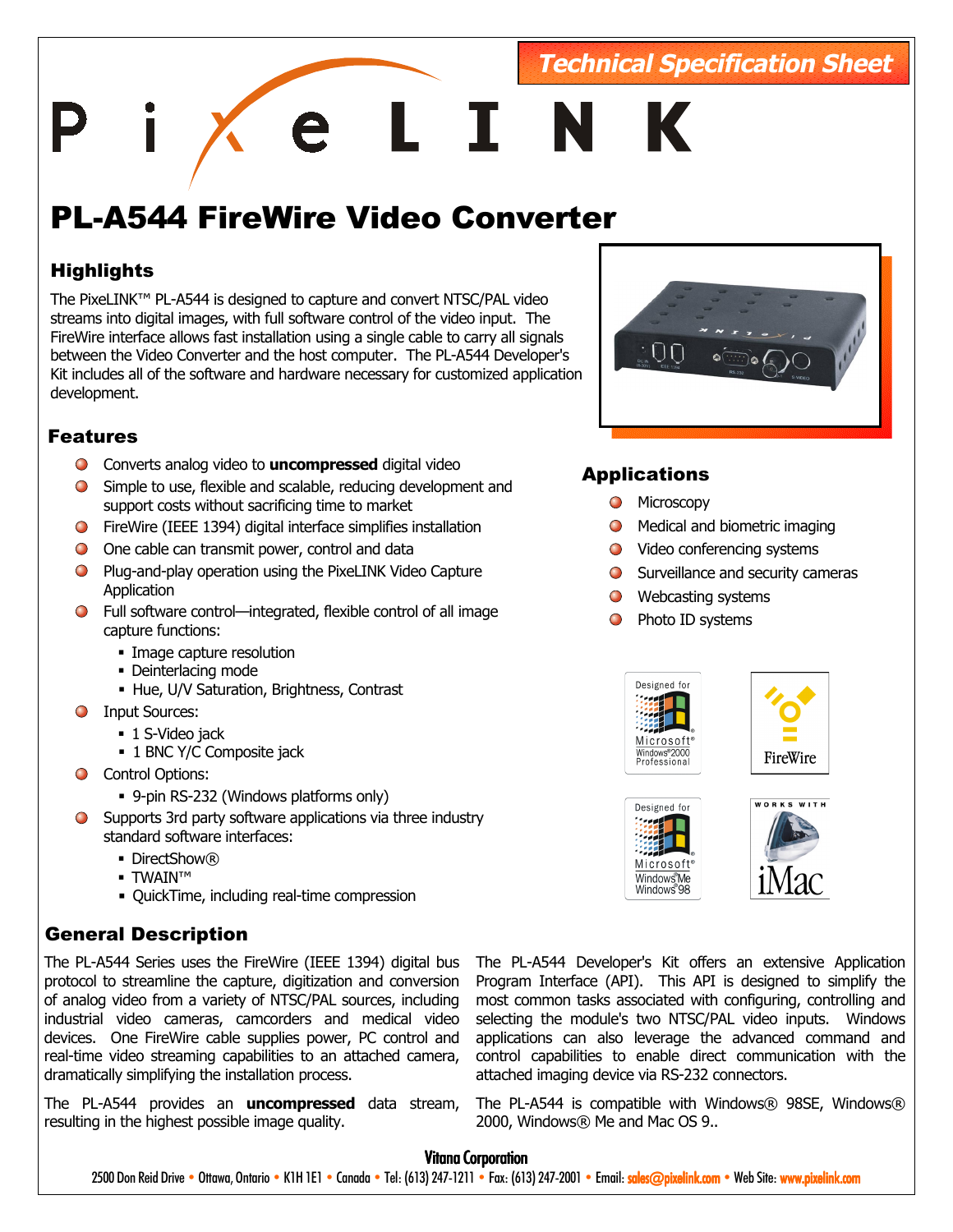Technical Specification Sheet

PixeLINK

# PL-A544 FireWire Video Converter

## Highlights

The PixeLINK™ PL-A544 is designed to capture and convert NTSC/PAL video streams into digital images, with full software control of the video input. The FireWire interface allows fast installation using a single cable to carry all signals between the Video Converter and the host computer. The PL-A544 Developer's Kit includes all of the software and hardware necessary for customized application development.

## Features

- Converts analog video to **uncompressed** digital video
- Simple to use, flexible and scalable, reducing development and support costs without sacrificing time to market
- FireWire (IEEE 1394) digital interface simplifies installation
- One cable can transmit power, control and data
- Plug-and-play operation using the PixeLINK Video Capture Application
- Full software control—integrated, flexible control of all image capture functions:
  - Image capture resolution
  - Deinterlacing mode
  - Hue, U/V Saturation, Brightness, Contrast
- Input Sources:
  - 1 S-Video jack
  - 1 BNC Y/C Composite jack
- Control Options:
  - 9-pin RS-232 (Windows platforms only)
- Supports 3rd party software applications via three industry standard software interfaces:
  - DirectShow®
  - TWAIN™
  - QuickTime, including real-time compression

## Applications

- Microscopy
- Medical and biometric imaging
- Video conferencing systems
- Surveillance and security cameras
- Webcasting systems
- Photo ID systems

Designed for Microsoft® Windows® 2000 Professional

FireWire

Designed for Microsoft® Windows® Me Windows® 98

WORKS WITH iMac

## General Description

The PL-A544 Series uses the FireWire (IEEE 1394) digital bus protocol to streamline the capture, digitization and conversion of analog video from a variety of NTSC/PAL sources, including industrial video cameras, camcorders and medical video devices. One FireWire cable supplies power, PC control and real-time video streaming capabilities to an attached camera, dramatically simplifying the installation process.

The PL-A544 provides an **uncompressed** data stream, resulting in the highest possible image quality.

The PL-A544 Developer's Kit offers an extensive Application Program Interface (API). This API is designed to simplify the most common tasks associated with configuring, controlling and selecting the module's two NTSC/PAL video inputs. Windows applications can also leverage the advanced command and control capabilities to enable direct communication with the attached imaging device via RS-232 connectors.

The PL-A544 is compatible with Windows® 98SE, Windows® 2000, Windows® Me and Mac OS 9..

**Vitana Corporation**

2500 Don Reid Drive • Ottawa, Ontario • K1H 1E1 • Canada • Tel: (613) 247-1211 • Fax: (613) 247-2001 • Email: sales@pixelink.com • Web Site: www.pixelink.com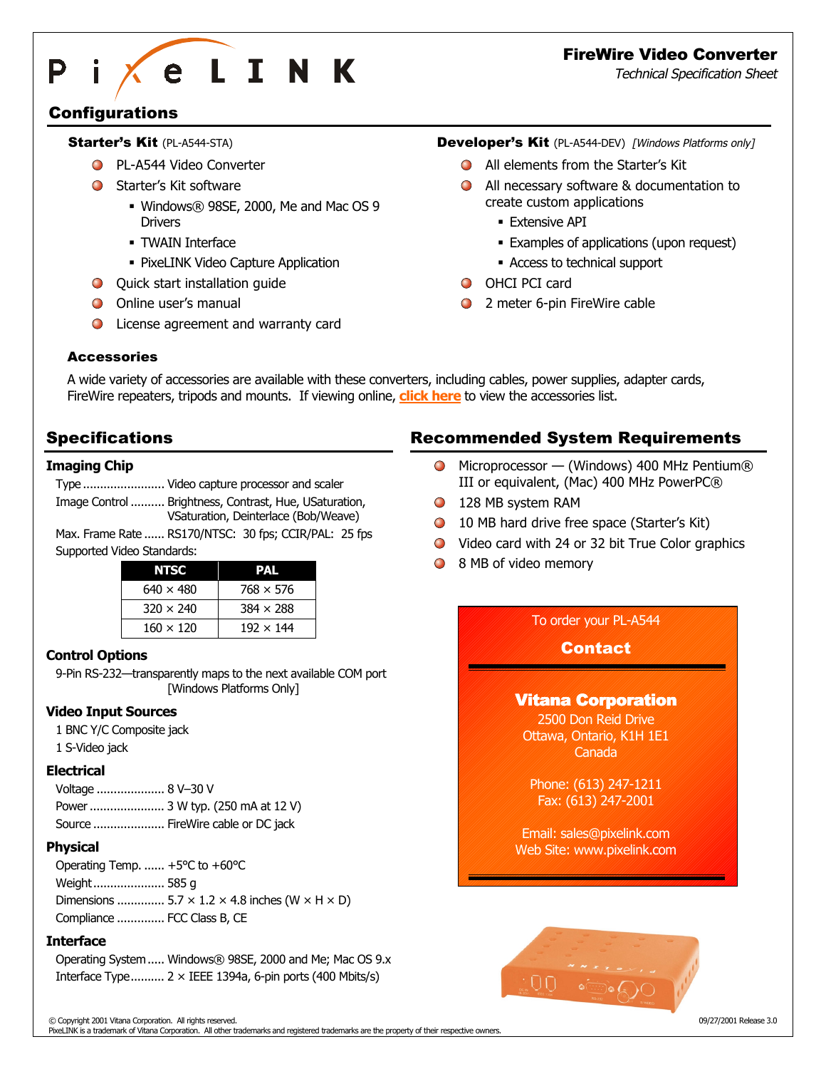# FireWire Video Converter

*Technical Specification Sheet*

## Configurations

### Starter's Kit (PL-A544-STA)

- PL-A544 Video Converter
- Starter's Kit software
  - Windows® 98SE, 2000, Me and Mac OS 9 Drivers
  - TWAIN Interface
  - PixeLINK Video Capture Application
- Quick start installation guide
- Online user's manual
- License agreement and warranty card

### Developer's Kit (PL-A544-DEV) *[Windows Platforms only]*

- All elements from the Starter's Kit
- All necessary software & documentation to create custom applications
  - Extensive API
  - Examples of applications (upon request)
  - Access to technical support
- OHCI PCI card
- 2 meter 6-pin FireWire cable

### Accessories

A wide variety of accessories are available with these converters, including cables, power supplies, adapter cards, FireWire repeaters, tripods and mounts. If viewing online, **click here** to view the accessories list.

## Specifications

### Imaging Chip

Type ........................ Video capture processor and scaler

Image Control .......... Brightness, Contrast, Hue, USaturation, VSaturation, Deinterlace (Bob/Weave)

Max. Frame Rate ...... RS170/NTSC: 30 fps; CCIR/PAL: 25 fps

Supported Video Standards:

| NTSC | PAL |
|---|---|
| 640 × 480 | 768 × 576 |
| 320 × 240 | 384 × 288 |
| 160 × 120 | 192 × 144 |

### Control Options

9-Pin RS-232—transparently maps to the next available COM port [Windows Platforms Only]

### Video Input Sources

1 BNC Y/C Composite jack

1 S-Video jack

### Electrical

Voltage .................... 8 V–30 V

Power ...................... 3 W typ. (250 mA at 12 V)

Source ..................... FireWire cable or DC jack

### Physical

Operating Temp. ...... +5°C to +60°C

Weight..................... 585 g

Dimensions ............. 5.7 × 1.2 × 4.8 inches (W × H × D)

Compliance ............. FCC Class B, CE

### Interface

Operating System..... Windows® 98SE, 2000 and Me; Mac OS 9.x

Interface Type.......... 2 × IEEE 1394a, 6-pin ports (400 Mbits/s)

## Recommended System Requirements

- Microprocessor — (Windows) 400 MHz Pentium® III or equivalent, (Mac) 400 MHz PowerPC®
- 128 MB system RAM
- 10 MB hard drive free space (Starter's Kit)
- Video card with 24 or 32 bit True Color graphics
- 8 MB of video memory

To order your PL-A544

**Contact**

**Vitana Corporation**

2500 Don Reid Drive
Ottawa, Ontario, K1H 1E1
Canada

Phone: (613) 247-1211
Fax: (613) 247-2001

Email: sales@pixelink.com
Web Site: www.pixelink.com

© Copyright 2001 Vitana Corporation. All rights reserved.
PixeLINK is a trademark of Vitana Corporation. All other trademarks and registered trademarks are the property of their respective owners.

09/27/2001 Release 3.0